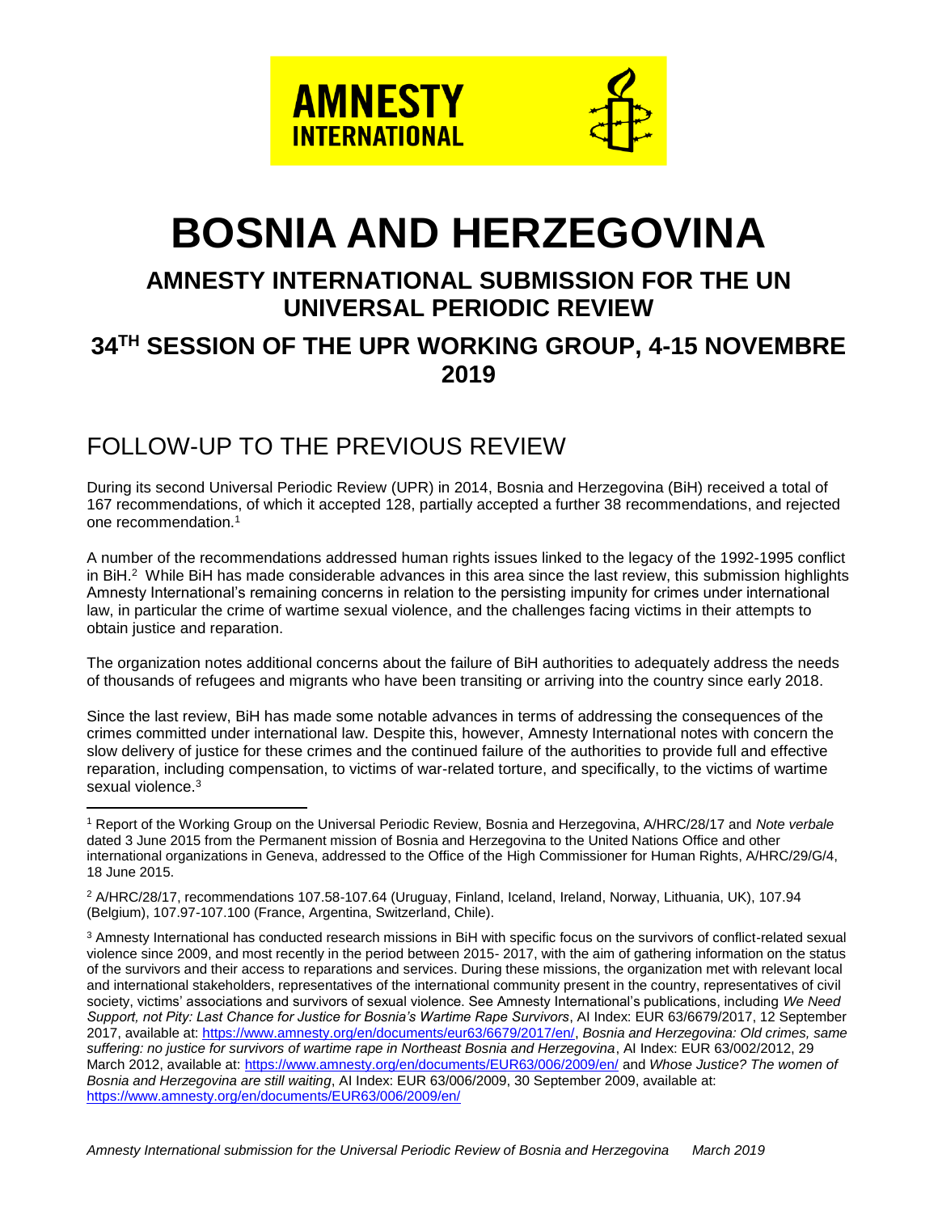AMNESTY INTERNATIONAL

# BOSNIA AND HERZEGOVINA

## AMNESTY INTERNATIONAL SUBMISSION FOR THE UN UNIVERSAL PERIODIC REVIEW

## 34TH SESSION OF THE UPR WORKING GROUP, 4-15 NOVEMBRE 2019

## FOLLOW-UP TO THE PREVIOUS REVIEW

During its second Universal Periodic Review (UPR) in 2014, Bosnia and Herzegovina (BiH) received a total of 167 recommendations, of which it accepted 128, partially accepted a further 38 recommendations, and rejected one recommendation.[1]

A number of the recommendations addressed human rights issues linked to the legacy of the 1992-1995 conflict in BiH.[2] While BiH has made considerable advances in this area since the last review, this submission highlights Amnesty International's remaining concerns in relation to the persisting impunity for crimes under international law, in particular the crime of wartime sexual violence, and the challenges facing victims in their attempts to obtain justice and reparation.

The organization notes additional concerns about the failure of BiH authorities to adequately address the needs of thousands of refugees and migrants who have been transiting or arriving into the country since early 2018.

Since the last review, BiH has made some notable advances in terms of addressing the consequences of the crimes committed under international law. Despite this, however, Amnesty International notes with concern the slow delivery of justice for these crimes and the continued failure of the authorities to provide full and effective reparation, including compensation, to victims of war-related torture, and specifically, to the victims of wartime sexual violence.[3]

---

[1] Report of the Working Group on the Universal Periodic Review, Bosnia and Herzegovina, A/HRC/28/17 and *Note verbale* dated 3 June 2015 from the Permanent mission of Bosnia and Herzegovina to the United Nations Office and other international organizations in Geneva, addressed to the Office of the High Commissioner for Human Rights, A/HRC/29/G/4, 18 June 2015.

[2] A/HRC/28/17, recommendations 107.58-107.64 (Uruguay, Finland, Iceland, Ireland, Norway, Lithuania, UK), 107.94 (Belgium), 107.97-107.100 (France, Argentina, Switzerland, Chile).

[3] Amnesty International has conducted research missions in BiH with specific focus on the survivors of conflict-related sexual violence since 2009, and most recently in the period between 2015- 2017, with the aim of gathering information on the status of the survivors and their access to reparations and services. During these missions, the organization met with relevant local and international stakeholders, representatives of the international community present in the country, representatives of civil society, victims' associations and survivors of sexual violence. See Amnesty International's publications, including *We Need Support, not Pity: Last Chance for Justice for Bosnia's Wartime Rape Survivors*, AI Index: EUR 63/6679/2017, 12 September 2017, available at: https://www.amnesty.org/en/documents/eur63/6679/2017/en/, *Bosnia and Herzegovina: Old crimes, same suffering: no justice for survivors of wartime rape in Northeast Bosnia and Herzegovina*, AI Index: EUR 63/002/2012, 29 March 2012, available at: https://www.amnesty.org/en/documents/EUR63/006/2009/en/ and *Whose Justice? The women of Bosnia and Herzegovina are still waiting*, AI Index: EUR 63/006/2009, 30 September 2009, available at: https://www.amnesty.org/en/documents/EUR63/006/2009/en/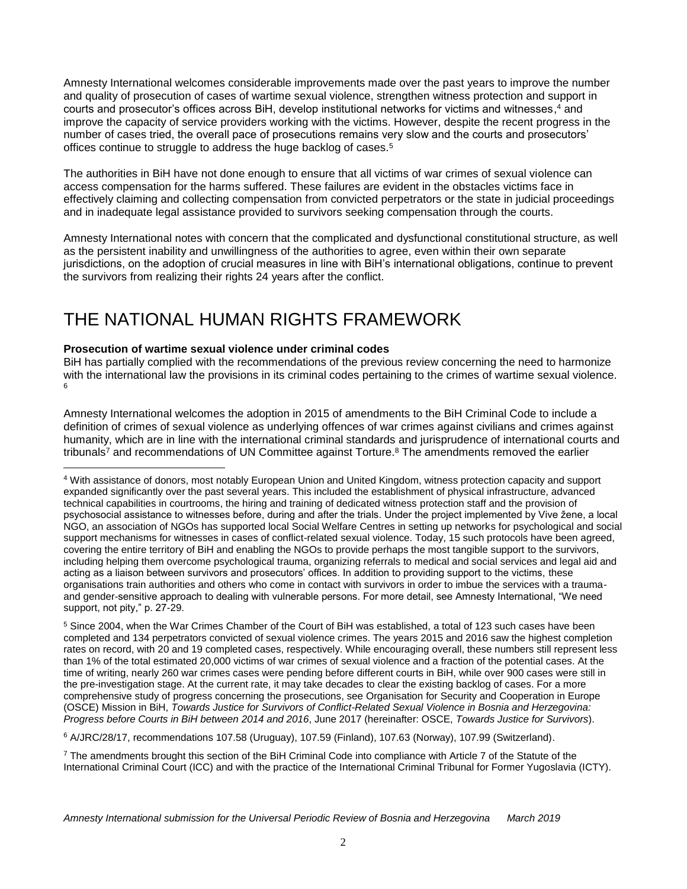Amnesty International welcomes considerable improvements made over the past years to improve the number and quality of prosecution of cases of wartime sexual violence, strengthen witness protection and support in courts and prosecutor's offices across BiH, develop institutional networks for victims and witnesses,[4] and improve the capacity of service providers working with the victims. However, despite the recent progress in the number of cases tried, the overall pace of prosecutions remains very slow and the courts and prosecutors' offices continue to struggle to address the huge backlog of cases.[5]

The authorities in BiH have not done enough to ensure that all victims of war crimes of sexual violence can access compensation for the harms suffered. These failures are evident in the obstacles victims face in effectively claiming and collecting compensation from convicted perpetrators or the state in judicial proceedings and in inadequate legal assistance provided to survivors seeking compensation through the courts.

Amnesty International notes with concern that the complicated and dysfunctional constitutional structure, as well as the persistent inability and unwillingness of the authorities to agree, even within their own separate jurisdictions, on the adoption of crucial measures in line with BiH's international obligations, continue to prevent the survivors from realizing their rights 24 years after the conflict.

# THE NATIONAL HUMAN RIGHTS FRAMEWORK

**Prosecution of wartime sexual violence under criminal codes**

BiH has partially complied with the recommendations of the previous review concerning the need to harmonize with the international law the provisions in its criminal codes pertaining to the crimes of wartime sexual violence.[6]

Amnesty International welcomes the adoption in 2015 of amendments to the BiH Criminal Code to include a definition of crimes of sexual violence as underlying offences of war crimes against civilians and crimes against humanity, which are in line with the international criminal standards and jurisprudence of international courts and tribunals[7] and recommendations of UN Committee against Torture.[8] The amendments removed the earlier

---

[4] With assistance of donors, most notably European Union and United Kingdom, witness protection capacity and support expanded significantly over the past several years. This included the establishment of physical infrastructure, advanced technical capabilities in courtrooms, the hiring and training of dedicated witness protection staff and the provision of psychosocial assistance to witnesses before, during and after the trials. Under the project implemented by Vive žene, a local NGO, an association of NGOs has supported local Social Welfare Centres in setting up networks for psychological and social support mechanisms for witnesses in cases of conflict-related sexual violence. Today, 15 such protocols have been agreed, covering the entire territory of BiH and enabling the NGOs to provide perhaps the most tangible support to the survivors, including helping them overcome psychological trauma, organizing referrals to medical and social services and legal aid and acting as a liaison between survivors and prosecutors' offices. In addition to providing support to the victims, these organisations train authorities and others who come in contact with survivors in order to imbue the services with a trauma- and gender-sensitive approach to dealing with vulnerable persons. For more detail, see Amnesty International, "We need support, not pity," p. 27-29.

[5] Since 2004, when the War Crimes Chamber of the Court of BiH was established, a total of 123 such cases have been completed and 134 perpetrators convicted of sexual violence crimes. The years 2015 and 2016 saw the highest completion rates on record, with 20 and 19 completed cases, respectively. While encouraging overall, these numbers still represent less than 1% of the total estimated 20,000 victims of war crimes of sexual violence and a fraction of the potential cases. At the time of writing, nearly 260 war crimes cases were pending before different courts in BiH, while over 900 cases were still in the pre-investigation stage. At the current rate, it may take decades to clear the existing backlog of cases. For a more comprehensive study of progress concerning the prosecutions, see Organisation for Security and Cooperation in Europe (OSCE) Mission in BiH, *Towards Justice for Survivors of Conflict-Related Sexual Violence in Bosnia and Herzegovina: Progress before Courts in BiH between 2014 and 2016*, June 2017 (hereinafter: OSCE, *Towards Justice for Survivors*).

[6] A/JRC/28/17, recommendations 107.58 (Uruguay), 107.59 (Finland), 107.63 (Norway), 107.99 (Switzerland).

[7] The amendments brought this section of the BiH Criminal Code into compliance with Article 7 of the Statute of the International Criminal Court (ICC) and with the practice of the International Criminal Tribunal for Former Yugoslavia (ICTY).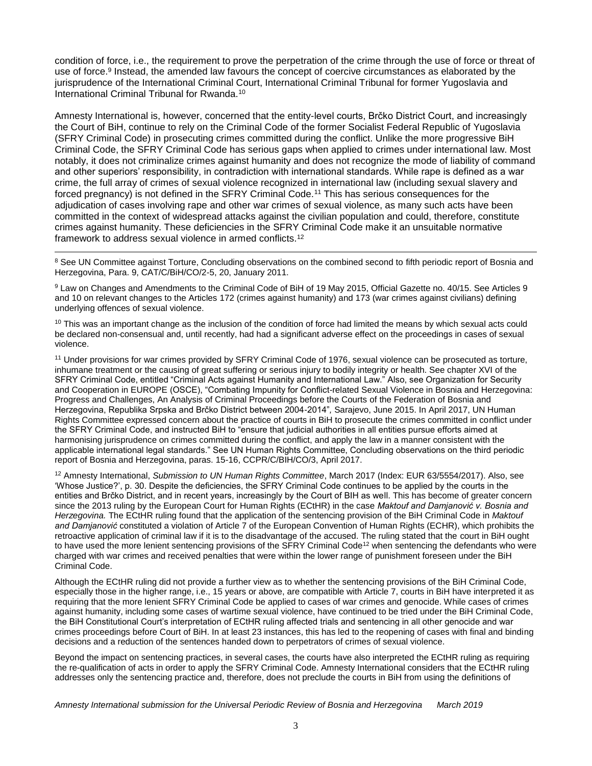condition of force, i.e., the requirement to prove the perpetration of the crime through the use of force or threat of use of force.[9] Instead, the amended law favours the concept of coercive circumstances as elaborated by the jurisprudence of the International Criminal Court, International Criminal Tribunal for former Yugoslavia and International Criminal Tribunal for Rwanda.[10]

Amnesty International is, however, concerned that the entity-level courts, Brčko District Court, and increasingly the Court of BiH, continue to rely on the Criminal Code of the former Socialist Federal Republic of Yugoslavia (SFRY Criminal Code) in prosecuting crimes committed during the conflict. Unlike the more progressive BiH Criminal Code, the SFRY Criminal Code has serious gaps when applied to crimes under international law. Most notably, it does not criminalize crimes against humanity and does not recognize the mode of liability of command and other superiors' responsibility, in contradiction with international standards. While rape is defined as a war crime, the full array of crimes of sexual violence recognized in international law (including sexual slavery and forced pregnancy) is not defined in the SFRY Criminal Code.[11] This has serious consequences for the adjudication of cases involving rape and other war crimes of sexual violence, as many such acts have been committed in the context of widespread attacks against the civilian population and could, therefore, constitute crimes against humanity. These deficiencies in the SFRY Criminal Code make it an unsuitable normative framework to address sexual violence in armed conflicts.[12]

---

[8] See UN Committee against Torture, Concluding observations on the combined second to fifth periodic report of Bosnia and Herzegovina, Para. 9, CAT/C/BiH/CO/2-5, 20, January 2011.

[9] Law on Changes and Amendments to the Criminal Code of BiH of 19 May 2015, Official Gazette no. 40/15. See Articles 9 and 10 on relevant changes to the Articles 172 (crimes against humanity) and 173 (war crimes against civilians) defining underlying offences of sexual violence.

[10] This was an important change as the inclusion of the condition of force had limited the means by which sexual acts could be declared non-consensual and, until recently, had had a significant adverse effect on the proceedings in cases of sexual violence.

[11] Under provisions for war crimes provided by SFRY Criminal Code of 1976, sexual violence can be prosecuted as torture, inhumane treatment or the causing of great suffering or serious injury to bodily integrity or health. See chapter XVI of the SFRY Criminal Code, entitled "Criminal Acts against Humanity and International Law." Also, see Organization for Security and Cooperation in EUROPE (OSCE), "Combating Impunity for Conflict-related Sexual Violence in Bosnia and Herzegovina: Progress and Challenges, An Analysis of Criminal Proceedings before the Courts of the Federation of Bosnia and Herzegovina, Republika Srpska and Brčko District between 2004-2014", Sarajevo, June 2015. In April 2017, UN Human Rights Committee expressed concern about the practice of courts in BiH to prosecute the crimes committed in conflict under the SFRY Criminal Code, and instructed BiH to "ensure that judicial authorities in all entities pursue efforts aimed at harmonising jurisprudence on crimes committed during the conflict, and apply the law in a manner consistent with the applicable international legal standards." See UN Human Rights Committee, Concluding observations on the third periodic report of Bosnia and Herzegovina, paras. 15-16, CCPR/C/BIH/CO/3, April 2017.

[12] Amnesty International, *Submission to UN Human Rights Committee*, March 2017 (Index: EUR 63/5554/2017). Also, see 'Whose Justice?', p. 30. Despite the deficiencies, the SFRY Criminal Code continues to be applied by the courts in the entities and Brčko District, and in recent years, increasingly by the Court of BIH as well. This has become of greater concern since the 2013 ruling by the European Court for Human Rights (ECtHR) in the case *Maktouf and Damjanović v. Bosnia and Herzegovina.* The ECtHR ruling found that the application of the sentencing provision of the BiH Criminal Code in *Maktouf and Damjanović* constituted a violation of Article 7 of the European Convention of Human Rights (ECHR), which prohibits the retroactive application of criminal law if it is to the disadvantage of the accused. The ruling stated that the court in BiH ought to have used the more lenient sentencing provisions of the SFRY Criminal Code[12] when sentencing the defendants who were charged with war crimes and received penalties that were within the lower range of punishment foreseen under the BiH Criminal Code.

Although the ECtHR ruling did not provide a further view as to whether the sentencing provisions of the BiH Criminal Code, especially those in the higher range, i.e., 15 years or above, are compatible with Article 7, courts in BiH have interpreted it as requiring that the more lenient SFRY Criminal Code be applied to cases of war crimes and genocide. While cases of crimes against humanity, including some cases of wartime sexual violence, have continued to be tried under the BiH Criminal Code, the BiH Constitutional Court's interpretation of ECtHR ruling affected trials and sentencing in all other genocide and war crimes proceedings before Court of BiH. In at least 23 instances, this has led to the reopening of cases with final and binding decisions and a reduction of the sentences handed down to perpetrators of crimes of sexual violence.

Beyond the impact on sentencing practices, in several cases, the courts have also interpreted the ECtHR ruling as requiring the re-qualification of acts in order to apply the SFRY Criminal Code. Amnesty International considers that the ECtHR ruling addresses only the sentencing practice and, therefore, does not preclude the courts in BiH from using the definitions of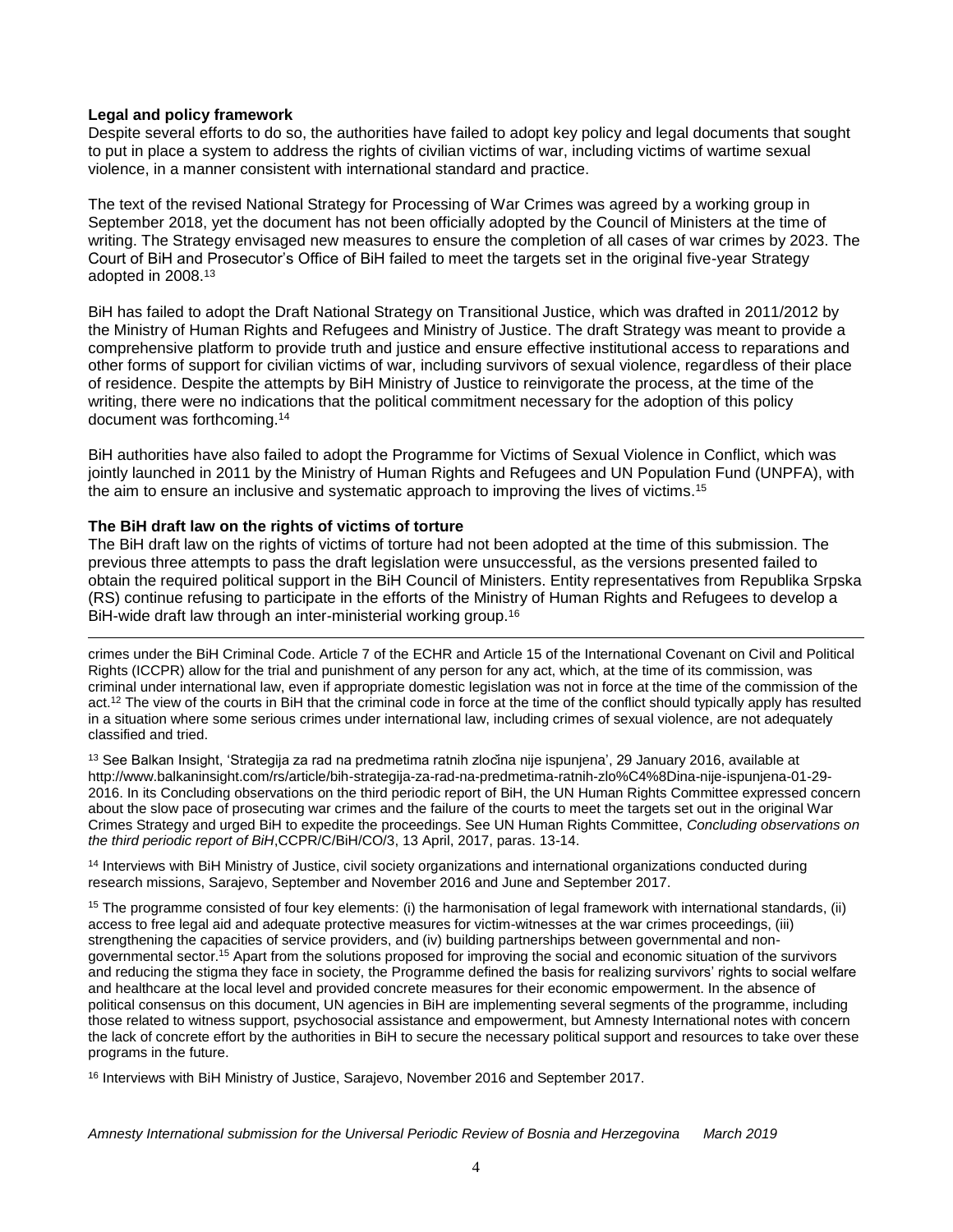**Legal and policy framework**

Despite several efforts to do so, the authorities have failed to adopt key policy and legal documents that sought to put in place a system to address the rights of civilian victims of war, including victims of wartime sexual violence, in a manner consistent with international standard and practice.

The text of the revised National Strategy for Processing of War Crimes was agreed by a working group in September 2018, yet the document has not been officially adopted by the Council of Ministers at the time of writing. The Strategy envisaged new measures to ensure the completion of all cases of war crimes by 2023. The Court of BiH and Prosecutor's Office of BiH failed to meet the targets set in the original five-year Strategy adopted in 2008.[13]

BiH has failed to adopt the Draft National Strategy on Transitional Justice, which was drafted in 2011/2012 by the Ministry of Human Rights and Refugees and Ministry of Justice. The draft Strategy was meant to provide a comprehensive platform to provide truth and justice and ensure effective institutional access to reparations and other forms of support for civilian victims of war, including survivors of sexual violence, regardless of their place of residence. Despite the attempts by BiH Ministry of Justice to reinvigorate the process, at the time of the writing, there were no indications that the political commitment necessary for the adoption of this policy document was forthcoming.[14]

BiH authorities have also failed to adopt the Programme for Victims of Sexual Violence in Conflict, which was jointly launched in 2011 by the Ministry of Human Rights and Refugees and UN Population Fund (UNPFA), with the aim to ensure an inclusive and systematic approach to improving the lives of victims.[15]

**The BiH draft law on the rights of victims of torture**

The BiH draft law on the rights of victims of torture had not been adopted at the time of this submission. The previous three attempts to pass the draft legislation were unsuccessful, as the versions presented failed to obtain the required political support in the BiH Council of Ministers. Entity representatives from Republika Srpska (RS) continue refusing to participate in the efforts of the Ministry of Human Rights and Refugees to develop a BiH-wide draft law through an inter-ministerial working group.[16]

---

crimes under the BiH Criminal Code. Article 7 of the ECHR and Article 15 of the International Covenant on Civil and Political Rights (ICCPR) allow for the trial and punishment of any person for any act, which, at the time of its commission, was criminal under international law, even if appropriate domestic legislation was not in force at the time of the commission of the act.[12] The view of the courts in BiH that the criminal code in force at the time of the conflict should typically apply has resulted in a situation where some serious crimes under international law, including crimes of sexual violence, are not adequately classified and tried.

[13] See Balkan Insight, 'Strategija za rad na predmetima ratnih zločina nije ispunjena', 29 January 2016, available at http://www.balkaninsight.com/rs/article/bih-strategija-za-rad-na-predmetima-ratnih-zlo%C4%8Dina-nije-ispunjena-01-29-2016. In its Concluding observations on the third periodic report of BiH, the UN Human Rights Committee expressed concern about the slow pace of prosecuting war crimes and the failure of the courts to meet the targets set out in the original War Crimes Strategy and urged BiH to expedite the proceedings. See UN Human Rights Committee, *Concluding observations on the third periodic report of BiH*,CCPR/C/BiH/CO/3, 13 April, 2017, paras. 13-14.

[14] Interviews with BiH Ministry of Justice, civil society organizations and international organizations conducted during research missions, Sarajevo, September and November 2016 and June and September 2017.

[15] The programme consisted of four key elements: (i) the harmonisation of legal framework with international standards, (ii) access to free legal aid and adequate protective measures for victim-witnesses at the war crimes proceedings, (iii) strengthening the capacities of service providers, and (iv) building partnerships between governmental and non-governmental sector.[15] Apart from the solutions proposed for improving the social and economic situation of the survivors and reducing the stigma they face in society, the Programme defined the basis for realizing survivors' rights to social welfare and healthcare at the local level and provided concrete measures for their economic empowerment. In the absence of political consensus on this document, UN agencies in BiH are implementing several segments of the programme, including those related to witness support, psychosocial assistance and empowerment, but Amnesty International notes with concern the lack of concrete effort by the authorities in BiH to secure the necessary political support and resources to take over these programs in the future.

[16] Interviews with BiH Ministry of Justice, Sarajevo, November 2016 and September 2017.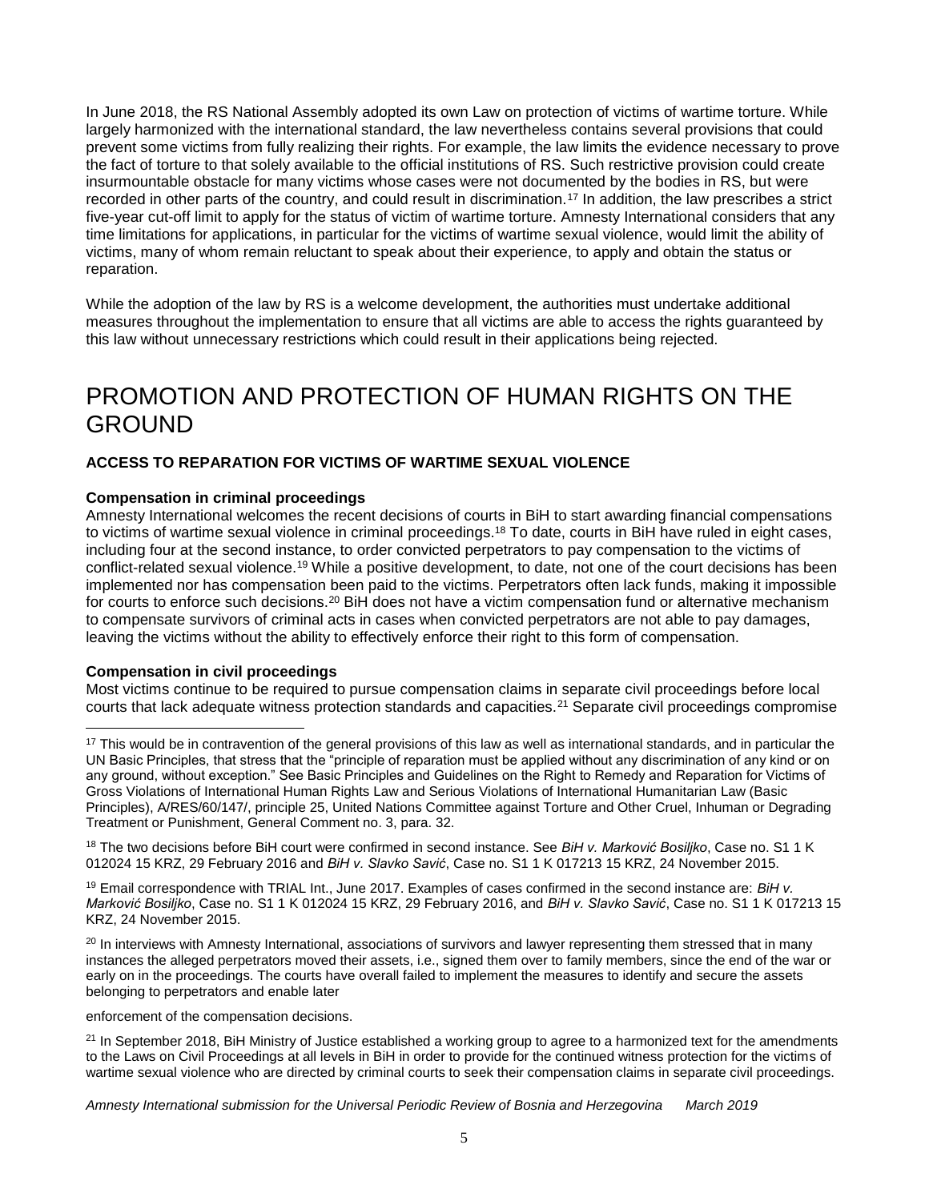In June 2018, the RS National Assembly adopted its own Law on protection of victims of wartime torture. While largely harmonized with the international standard, the law nevertheless contains several provisions that could prevent some victims from fully realizing their rights. For example, the law limits the evidence necessary to prove the fact of torture to that solely available to the official institutions of RS. Such restrictive provision could create insurmountable obstacle for many victims whose cases were not documented by the bodies in RS, but were recorded in other parts of the country, and could result in discrimination.[17] In addition, the law prescribes a strict five-year cut-off limit to apply for the status of victim of wartime torture. Amnesty International considers that any time limitations for applications, in particular for the victims of wartime sexual violence, would limit the ability of victims, many of whom remain reluctant to speak about their experience, to apply and obtain the status or reparation.

While the adoption of the law by RS is a welcome development, the authorities must undertake additional measures throughout the implementation to ensure that all victims are able to access the rights guaranteed by this law without unnecessary restrictions which could result in their applications being rejected.

# PROMOTION AND PROTECTION OF HUMAN RIGHTS ON THE GROUND

### ACCESS TO REPARATION FOR VICTIMS OF WARTIME SEXUAL VIOLENCE

**Compensation in criminal proceedings**

Amnesty International welcomes the recent decisions of courts in BiH to start awarding financial compensations to victims of wartime sexual violence in criminal proceedings.[18] To date, courts in BiH have ruled in eight cases, including four at the second instance, to order convicted perpetrators to pay compensation to the victims of conflict-related sexual violence.[19] While a positive development, to date, not one of the court decisions has been implemented nor has compensation been paid to the victims. Perpetrators often lack funds, making it impossible for courts to enforce such decisions.[20] BiH does not have a victim compensation fund or alternative mechanism to compensate survivors of criminal acts in cases when convicted perpetrators are not able to pay damages, leaving the victims without the ability to effectively enforce their right to this form of compensation.

**Compensation in civil proceedings**

Most victims continue to be required to pursue compensation claims in separate civil proceedings before local courts that lack adequate witness protection standards and capacities.[21] Separate civil proceedings compromise

---

[17] This would be in contravention of the general provisions of this law as well as international standards, and in particular the UN Basic Principles, that stress that the "principle of reparation must be applied without any discrimination of any kind or on any ground, without exception." See Basic Principles and Guidelines on the Right to Remedy and Reparation for Victims of Gross Violations of International Human Rights Law and Serious Violations of International Humanitarian Law (Basic Principles), A/RES/60/147/, principle 25, United Nations Committee against Torture and Other Cruel, Inhuman or Degrading Treatment or Punishment, General Comment no. 3, para. 32.

[18] The two decisions before BiH court were confirmed in second instance. See *BiH v. Marković Bosiljko*, Case no. S1 1 K 012024 15 KRZ, 29 February 2016 and *BiH v. Slavko Savić*, Case no. S1 1 K 017213 15 KRZ, 24 November 2015.

[19] Email correspondence with TRIAL Int., June 2017. Examples of cases confirmed in the second instance are: *BiH v. Marković Bosiljko*, Case no. S1 1 K 012024 15 KRZ, 29 February 2016, and *BiH v. Slavko Savić*, Case no. S1 1 K 017213 15 KRZ, 24 November 2015.

[20] In interviews with Amnesty International, associations of survivors and lawyer representing them stressed that in many instances the alleged perpetrators moved their assets, i.e., signed them over to family members, since the end of the war or early on in the proceedings. The courts have overall failed to implement the measures to identify and secure the assets belonging to perpetrators and enable later enforcement of the compensation decisions.

[21] In September 2018, BiH Ministry of Justice established a working group to agree to a harmonized text for the amendments to the Laws on Civil Proceedings at all levels in BiH in order to provide for the continued witness protection for the victims of wartime sexual violence who are directed by criminal courts to seek their compensation claims in separate civil proceedings.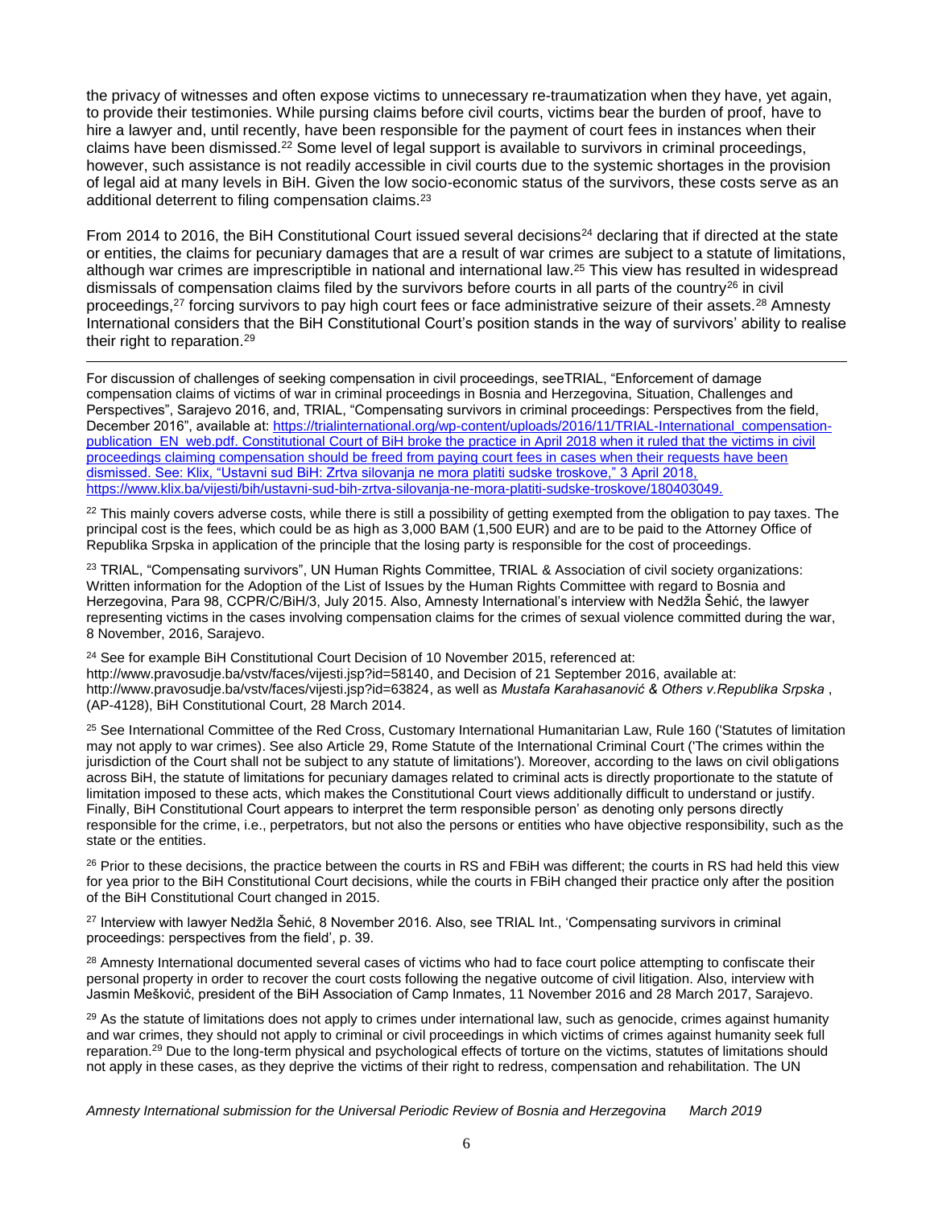the privacy of witnesses and often expose victims to unnecessary re-traumatization when they have, yet again, to provide their testimonies. While pursing claims before civil courts, victims bear the burden of proof, have to hire a lawyer and, until recently, have been responsible for the payment of court fees in instances when their claims have been dismissed.[22] Some level of legal support is available to survivors in criminal proceedings, however, such assistance is not readily accessible in civil courts due to the systemic shortages in the provision of legal aid at many levels in BiH. Given the low socio-economic status of the survivors, these costs serve as an additional deterrent to filing compensation claims.[23]

From 2014 to 2016, the BiH Constitutional Court issued several decisions[24] declaring that if directed at the state or entities, the claims for pecuniary damages that are a result of war crimes are subject to a statute of limitations, although war crimes are imprescriptible in national and international law.[25] This view has resulted in widespread dismissals of compensation claims filed by the survivors before courts in all parts of the country[26] in civil proceedings,[27] forcing survivors to pay high court fees or face administrative seizure of their assets.[28] Amnesty International considers that the BiH Constitutional Court's position stands in the way of survivors' ability to realise their right to reparation.[29]

---

For discussion of challenges of seeking compensation in civil proceedings, seeTRIAL, "Enforcement of damage compensation claims of victims of war in criminal proceedings in Bosnia and Herzegovina, Situation, Challenges and Perspectives", Sarajevo 2016, and, TRIAL, "Compensating survivors in criminal proceedings: Perspectives from the field, December 2016", available at: https://trialinternational.org/wp-content/uploads/2016/11/TRIAL-International_compensation-publication_EN_web.pdf. Constitutional Court of BiH broke the practice in April 2018 when it ruled that the victims in civil proceedings claiming compensation should be freed from paying court fees in cases when their requests have been dismissed. See: Klix, "Ustavni sud BiH: Zrtva silovanja ne mora platiti sudske troskove," 3 April 2018, https://www.klix.ba/vijesti/bih/ustavni-sud-bih-zrtva-silovanja-ne-mora-platiti-sudske-troskove/180403049.

[22] This mainly covers adverse costs, while there is still a possibility of getting exempted from the obligation to pay taxes. The principal cost is the fees, which could be as high as 3,000 BAM (1,500 EUR) and are to be paid to the Attorney Office of Republika Srpska in application of the principle that the losing party is responsible for the cost of proceedings.

[23] TRIAL, "Compensating survivors", UN Human Rights Committee, TRIAL & Association of civil society organizations: Written information for the Adoption of the List of Issues by the Human Rights Committee with regard to Bosnia and Herzegovina, Para 98, CCPR/C/BiH/3, July 2015. Also, Amnesty International's interview with Nedžla Šehić, the lawyer representing victims in the cases involving compensation claims for the crimes of sexual violence committed during the war, 8 November, 2016, Sarajevo.

[24] See for example BiH Constitutional Court Decision of 10 November 2015, referenced at: http://www.pravosudje.ba/vstv/faces/vijesti.jsp?id=58140, and Decision of 21 September 2016, available at: http://www.pravosudje.ba/vstv/faces/vijesti.jsp?id=63824, as well as *Mustafa Karahasanović & Others v.Republika Srpska* , (AP-4128), BiH Constitutional Court, 28 March 2014.

[25] See International Committee of the Red Cross, Customary International Humanitarian Law, Rule 160 ('Statutes of limitation may not apply to war crimes). See also Article 29, Rome Statute of the International Criminal Court ('The crimes within the jurisdiction of the Court shall not be subject to any statute of limitations'). Moreover, according to the laws on civil obligations across BiH, the statute of limitations for pecuniary damages related to criminal acts is directly proportionate to the statute of limitation imposed to these acts, which makes the Constitutional Court views additionally difficult to understand or justify. Finally, BiH Constitutional Court appears to interpret the term responsible person' as denoting only persons directly responsible for the crime, i.e., perpetrators, but not also the persons or entities who have objective responsibility, such as the state or the entities.

[26] Prior to these decisions, the practice between the courts in RS and FBiH was different; the courts in RS had held this view for yea prior to the BiH Constitutional Court decisions, while the courts in FBiH changed their practice only after the position of the BiH Constitutional Court changed in 2015.

[27] Interview with lawyer Nedžla Šehić, 8 November 2016. Also, see TRIAL Int., 'Compensating survivors in criminal proceedings: perspectives from the field', p. 39.

[28] Amnesty International documented several cases of victims who had to face court police attempting to confiscate their personal property in order to recover the court costs following the negative outcome of civil litigation. Also, interview with Jasmin Mešković, president of the BiH Association of Camp Inmates, 11 November 2016 and 28 March 2017, Sarajevo.

[29] As the statute of limitations does not apply to crimes under international law, such as genocide, crimes against humanity and war crimes, they should not apply to criminal or civil proceedings in which victims of crimes against humanity seek full reparation.[29] Due to the long-term physical and psychological effects of torture on the victims, statutes of limitations should not apply in these cases, as they deprive the victims of their right to redress, compensation and rehabilitation. The UN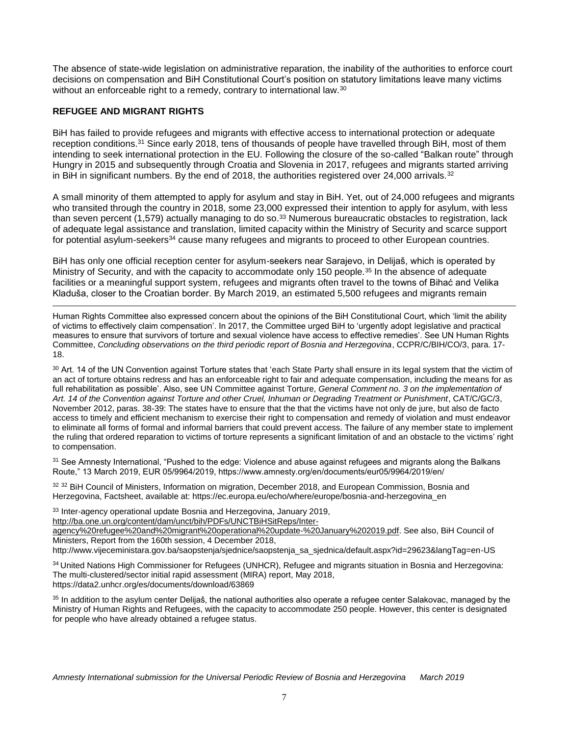The absence of state-wide legislation on administrative reparation, the inability of the authorities to enforce court decisions on compensation and BiH Constitutional Court's position on statutory limitations leave many victims without an enforceable right to a remedy, contrary to international law.[30]

## REFUGEE AND MIGRANT RIGHTS

BiH has failed to provide refugees and migrants with effective access to international protection or adequate reception conditions.[31] Since early 2018, tens of thousands of people have travelled through BiH, most of them intending to seek international protection in the EU. Following the closure of the so-called "Balkan route" through Hungry in 2015 and subsequently through Croatia and Slovenia in 2017, refugees and migrants started arriving in BiH in significant numbers. By the end of 2018, the authorities registered over 24,000 arrivals.[32]

A small minority of them attempted to apply for asylum and stay in BiH. Yet, out of 24,000 refugees and migrants who transited through the country in 2018, some 23,000 expressed their intention to apply for asylum, with less than seven percent (1,579) actually managing to do so.[33] Numerous bureaucratic obstacles to registration, lack of adequate legal assistance and translation, limited capacity within the Ministry of Security and scarce support for potential asylum-seekers[34] cause many refugees and migrants to proceed to other European countries.

BiH has only one official reception center for asylum-seekers near Sarajevo, in Delijaš, which is operated by Ministry of Security, and with the capacity to accommodate only 150 people.[35] In the absence of adequate facilities or a meaningful support system, refugees and migrants often travel to the towns of Bihać and Velika Kladuša, closer to the Croatian border. By March 2019, an estimated 5,500 refugees and migrants remain

---

Human Rights Committee also expressed concern about the opinions of the BiH Constitutional Court, which 'limit the ability of victims to effectively claim compensation'. In 2017, the Committee urged BiH to 'urgently adopt legislative and practical measures to ensure that survivors of torture and sexual violence have access to effective remedies'. See UN Human Rights Committee, *Concluding observations on the third periodic report of Bosnia and Herzegovina*, CCPR/C/BIH/CO/3, para. 17-18.

[30] Art. 14 of the UN Convention against Torture states that 'each State Party shall ensure in its legal system that the victim of an act of torture obtains redress and has an enforceable right to fair and adequate compensation, including the means for as full rehabilitation as possible'. Also, see UN Committee against Torture, *General Comment no. 3 on the implementation of Art. 14 of the Convention against Torture and other Cruel, Inhuman or Degrading Treatment or Punishment*, CAT/C/GC/3, November 2012, paras. 38-39: The states have to ensure that the that the victims have not only de jure, but also de facto access to timely and efficient mechanism to exercise their right to compensation and remedy of violation and must endeavor to eliminate all forms of formal and informal barriers that could prevent access. The failure of any member state to implement the ruling that ordered reparation to victims of torture represents a significant limitation of and an obstacle to the victims' right to compensation.

[31] See Amnesty International, "Pushed to the edge: Violence and abuse against refugees and migrants along the Balkans Route," 13 March 2019, EUR 05/9964/2019, https://www.amnesty.org/en/documents/eur05/9964/2019/en/

[32] [32] BiH Council of Ministers, Information on migration, December 2018, and European Commission, Bosnia and Herzegovina, Factsheet, available at: https://ec.europa.eu/echo/where/europe/bosnia-and-herzegovina_en

[33] Inter-agency operational update Bosnia and Herzegovina, January 2019, http://ba.one.un.org/content/dam/unct/bih/PDFs/UNCTBiHSitReps/Inter-agency%20refugee%20and%20migrant%20operational%20update-%20January%202019.pdf. See also, BiH Council of Ministers, Report from the 160th session, 4 December 2018, http://www.vijeceministara.gov.ba/saopstenja/sjednice/saopstenja_sa_sjednica/default.aspx?id=29623&langTag=en-US

[34] United Nations High Commissioner for Refugees (UNHCR), Refugee and migrants situation in Bosnia and Herzegovina: The multi-clustered/sector initial rapid assessment (MIRA) report, May 2018, https://data2.unhcr.org/es/documents/download/63869

[35] In addition to the asylum center Delijaš, the national authorities also operate a refugee center Salakovac, managed by the Ministry of Human Rights and Refugees, with the capacity to accommodate 250 people. However, this center is designated for people who have already obtained a refugee status.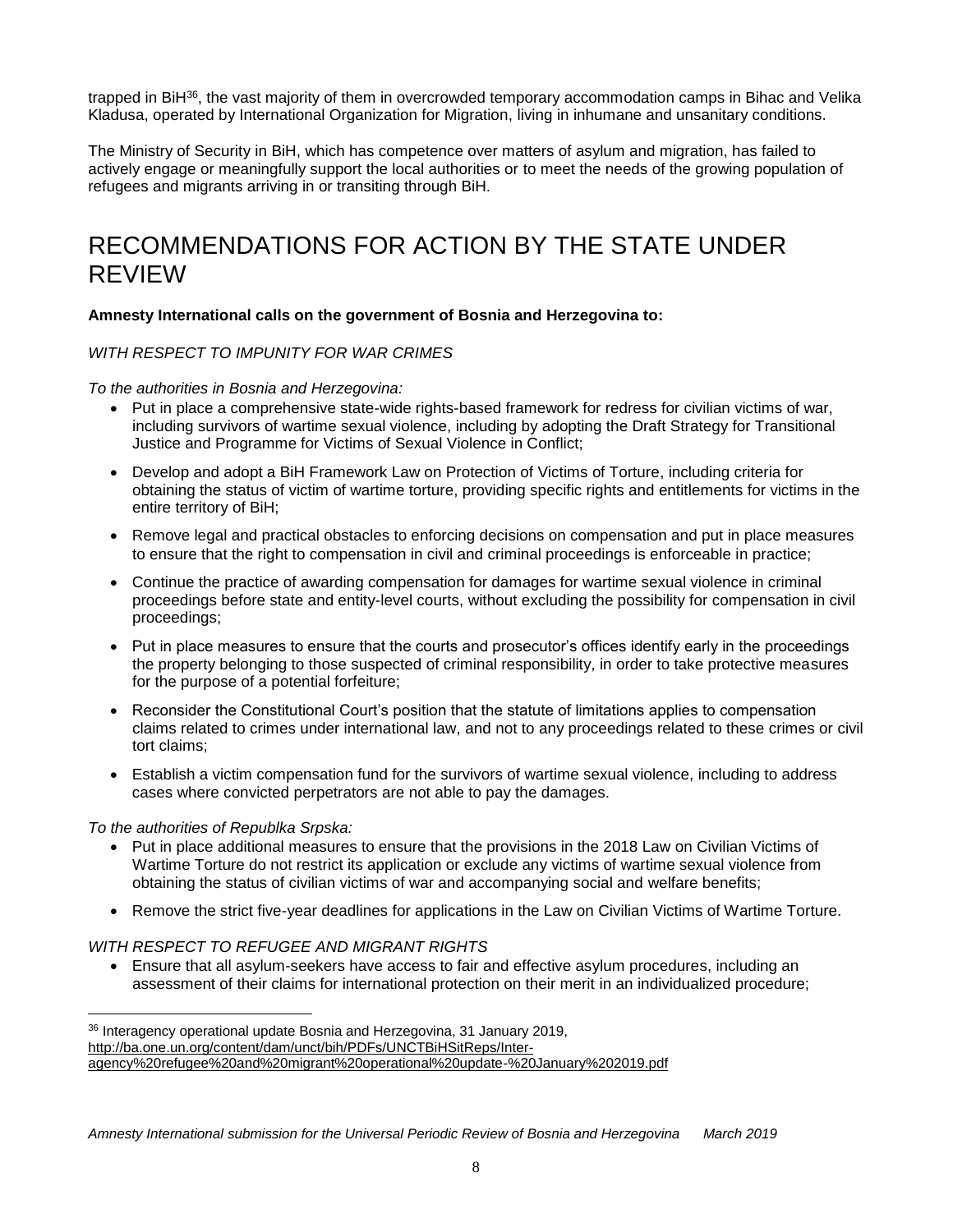trapped in BiH[36], the vast majority of them in overcrowded temporary accommodation camps in Bihac and Velika Kladusa, operated by International Organization for Migration, living in inhumane and unsanitary conditions.

The Ministry of Security in BiH, which has competence over matters of asylum and migration, has failed to actively engage or meaningfully support the local authorities or to meet the needs of the growing population of refugees and migrants arriving in or transiting through BiH.

# RECOMMENDATIONS FOR ACTION BY THE STATE UNDER REVIEW

**Amnesty International calls on the government of Bosnia and Herzegovina to:**

*WITH RESPECT TO IMPUNITY FOR WAR CRIMES*

*To the authorities in Bosnia and Herzegovina:*

- Put in place a comprehensive state-wide rights-based framework for redress for civilian victims of war, including survivors of wartime sexual violence, including by adopting the Draft Strategy for Transitional Justice and Programme for Victims of Sexual Violence in Conflict;
- Develop and adopt a BiH Framework Law on Protection of Victims of Torture, including criteria for obtaining the status of victim of wartime torture, providing specific rights and entitlements for victims in the entire territory of BiH;
- Remove legal and practical obstacles to enforcing decisions on compensation and put in place measures to ensure that the right to compensation in civil and criminal proceedings is enforceable in practice;
- Continue the practice of awarding compensation for damages for wartime sexual violence in criminal proceedings before state and entity-level courts, without excluding the possibility for compensation in civil proceedings;
- Put in place measures to ensure that the courts and prosecutor's offices identify early in the proceedings the property belonging to those suspected of criminal responsibility, in order to take protective measures for the purpose of a potential forfeiture;
- Reconsider the Constitutional Court's position that the statute of limitations applies to compensation claims related to crimes under international law, and not to any proceedings related to these crimes or civil tort claims;
- Establish a victim compensation fund for the survivors of wartime sexual violence, including to address cases where convicted perpetrators are not able to pay the damages.

*To the authorities of Republka Srpska:*

- Put in place additional measures to ensure that the provisions in the 2018 Law on Civilian Victims of Wartime Torture do not restrict its application or exclude any victims of wartime sexual violence from obtaining the status of civilian victims of war and accompanying social and welfare benefits;
- Remove the strict five-year deadlines for applications in the Law on Civilian Victims of Wartime Torture.

*WITH RESPECT TO REFUGEE AND MIGRANT RIGHTS*

- Ensure that all asylum-seekers have access to fair and effective asylum procedures, including an assessment of their claims for international protection on their merit in an individualized procedure;

---

[36] Interagency operational update Bosnia and Herzegovina, 31 January 2019, http://ba.one.un.org/content/dam/unct/bih/PDFs/UNCTBiHSitReps/Inter-agency%20refugee%20and%20migrant%20operational%20update-%20January%202019.pdf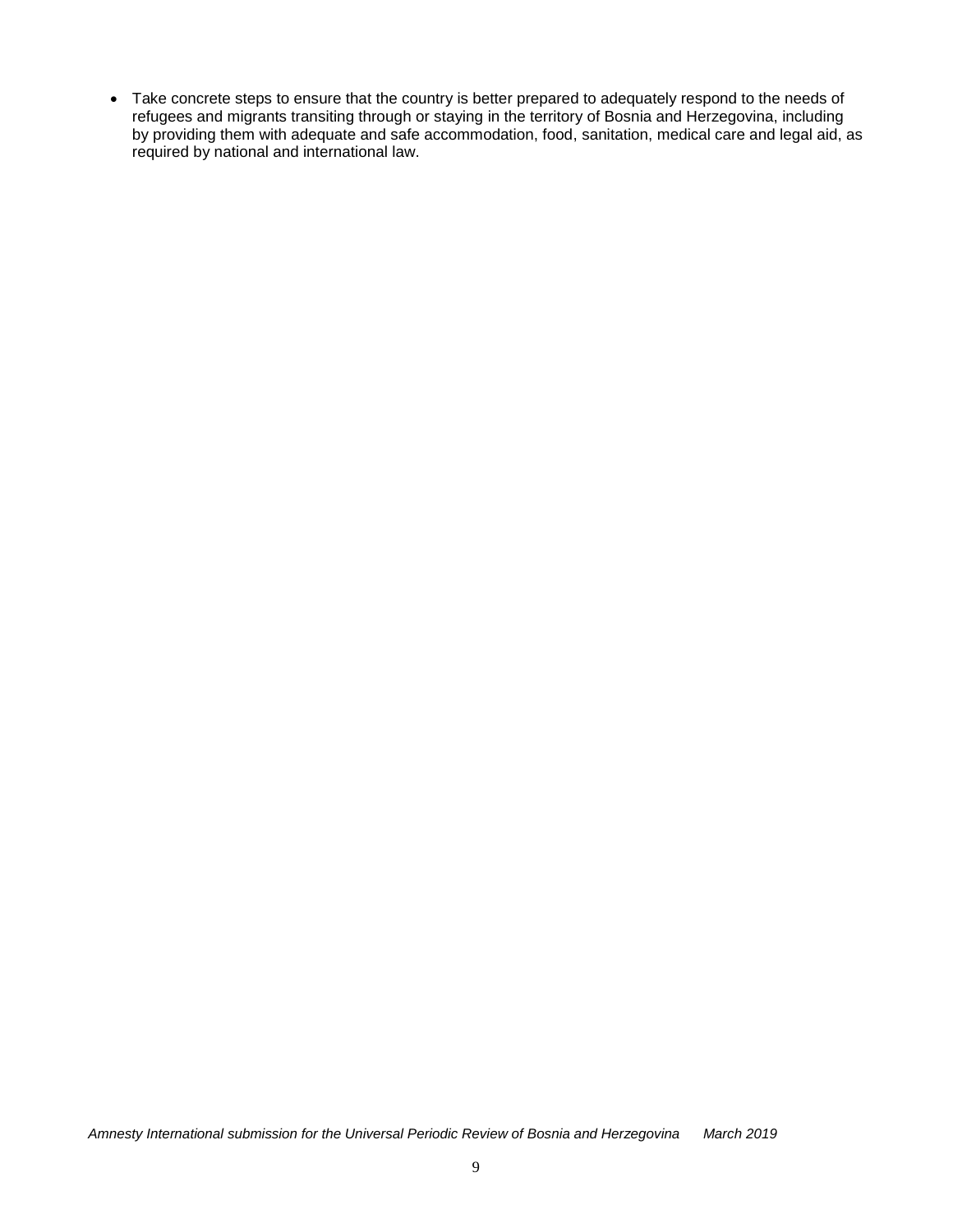- Take concrete steps to ensure that the country is better prepared to adequately respond to the needs of refugees and migrants transiting through or staying in the territory of Bosnia and Herzegovina, including by providing them with adequate and safe accommodation, food, sanitation, medical care and legal aid, as required by national and international law.